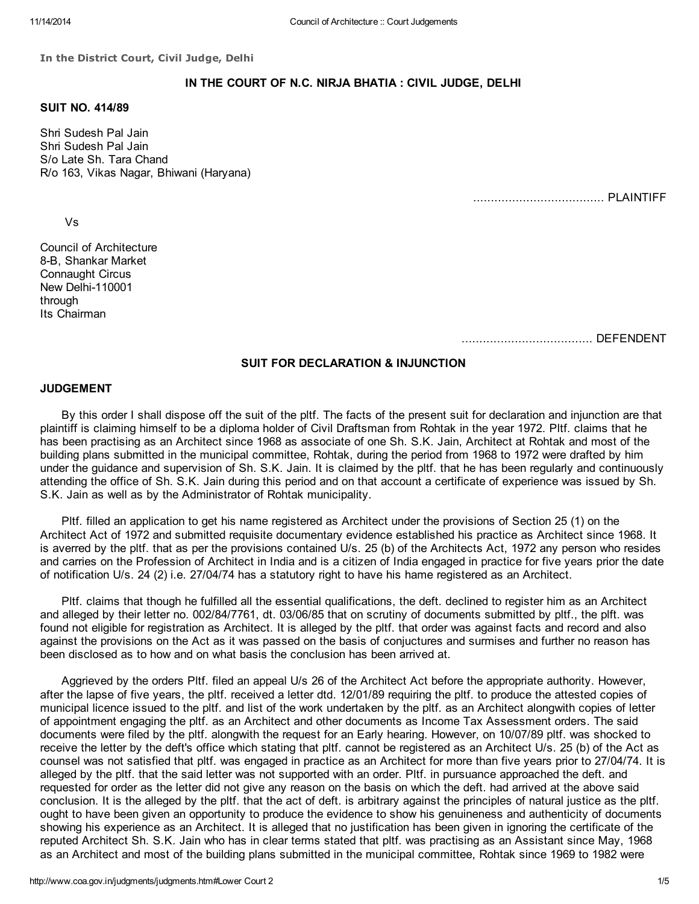In the District Court, Civil Judge, Delhi

**IN THE COURT OF N.C. NIRJA BHATIA : CIVIL JUDGE, DELHI**

**SUIT NO. 414/89**

Shri Sudesh Pal Jain
Shri Sudesh Pal Jain
S/o Late Sh. Tara Chand
R/o 163, Vikas Nagar, Bhiwani (Haryana)

..................................... PLAINTIFF

Vs

Council of Architecture
8-B, Shankar Market
Connaught Circus
New Delhi-110001
through
Its Chairman

..................................... DEFENDENT

**SUIT FOR DECLARATION & INJUNCTION**

**JUDGEMENT**

By this order I shall dispose off the suit of the pltf. The facts of the present suit for declaration and injunction are that plaintiff is claiming himself to be a diploma holder of Civil Draftsman from Rohtak in the year 1972. Pltf. claims that he has been practising as an Architect since 1968 as associate of one Sh. S.K. Jain, Architect at Rohtak and most of the building plans submitted in the municipal committee, Rohtak, during the period from 1968 to 1972 were drafted by him under the guidance and supervision of Sh. S.K. Jain. It is claimed by the pltf. that he has been regularly and continuously attending the office of Sh. S.K. Jain during this period and on that account a certificate of experience was issued by Sh. S.K. Jain as well as by the Administrator of Rohtak municipality.

Pltf. filled an application to get his name registered as Architect under the provisions of Section 25 (1) on the Architect Act of 1972 and submitted requisite documentary evidence established his practice as Architect since 1968. It is averred by the pltf. that as per the provisions contained U/s. 25 (b) of the Architects Act, 1972 any person who resides and carries on the Profession of Architect in India and is a citizen of India engaged in practice for five years prior the date of notification U/s. 24 (2) i.e. 27/04/74 has a statutory right to have his hame registered as an Architect.

Pltf. claims that though he fulfilled all the essential qualifications, the deft. declined to register him as an Architect and alleged by their letter no. 002/84/7761, dt. 03/06/85 that on scrutiny of documents submitted by pltf., the plft. was found not eligible for registration as Architect. It is alleged by the pltf. that order was against facts and record and also against the provisions on the Act as it was passed on the basis of conjuctures and surmises and further no reason has been disclosed as to how and on what basis the conclusion has been arrived at.

Aggrieved by the orders Pltf. filed an appeal U/s 26 of the Architect Act before the appropriate authority. However, after the lapse of five years, the pltf. received a letter dtd. 12/01/89 requiring the pltf. to produce the attested copies of municipal licence issued to the pltf. and list of the work undertaken by the pltf. as an Architect alongwith copies of letter of appointment engaging the pltf. as an Architect and other documents as Income Tax Assessment orders. The said documents were filed by the pltf. alongwith the request for an Early hearing. However, on 10/07/89 pltf. was shocked to receive the letter by the deft's office which stating that pltf. cannot be registered as an Architect U/s. 25 (b) of the Act as counsel was not satisfied that pltf. was engaged in practice as an Architect for more than five years prior to 27/04/74. It is alleged by the pltf. that the said letter was not supported with an order. Pltf. in pursuance approached the deft. and requested for order as the letter did not give any reason on the basis on which the deft. had arrived at the above said conclusion. It is the alleged by the pltf. that the act of deft. is arbitrary against the principles of natural justice as the pltf. ought to have been given an opportunity to produce the evidence to show his genuineness and authenticity of documents showing his experience as an Architect. It is alleged that no justification has been given in ignoring the certificate of the reputed Architect Sh. S.K. Jain who has in clear terms stated that pltf. was practising as an Assistant since May, 1968 as an Architect and most of the building plans submitted in the municipal committee, Rohtak since 1969 to 1982 were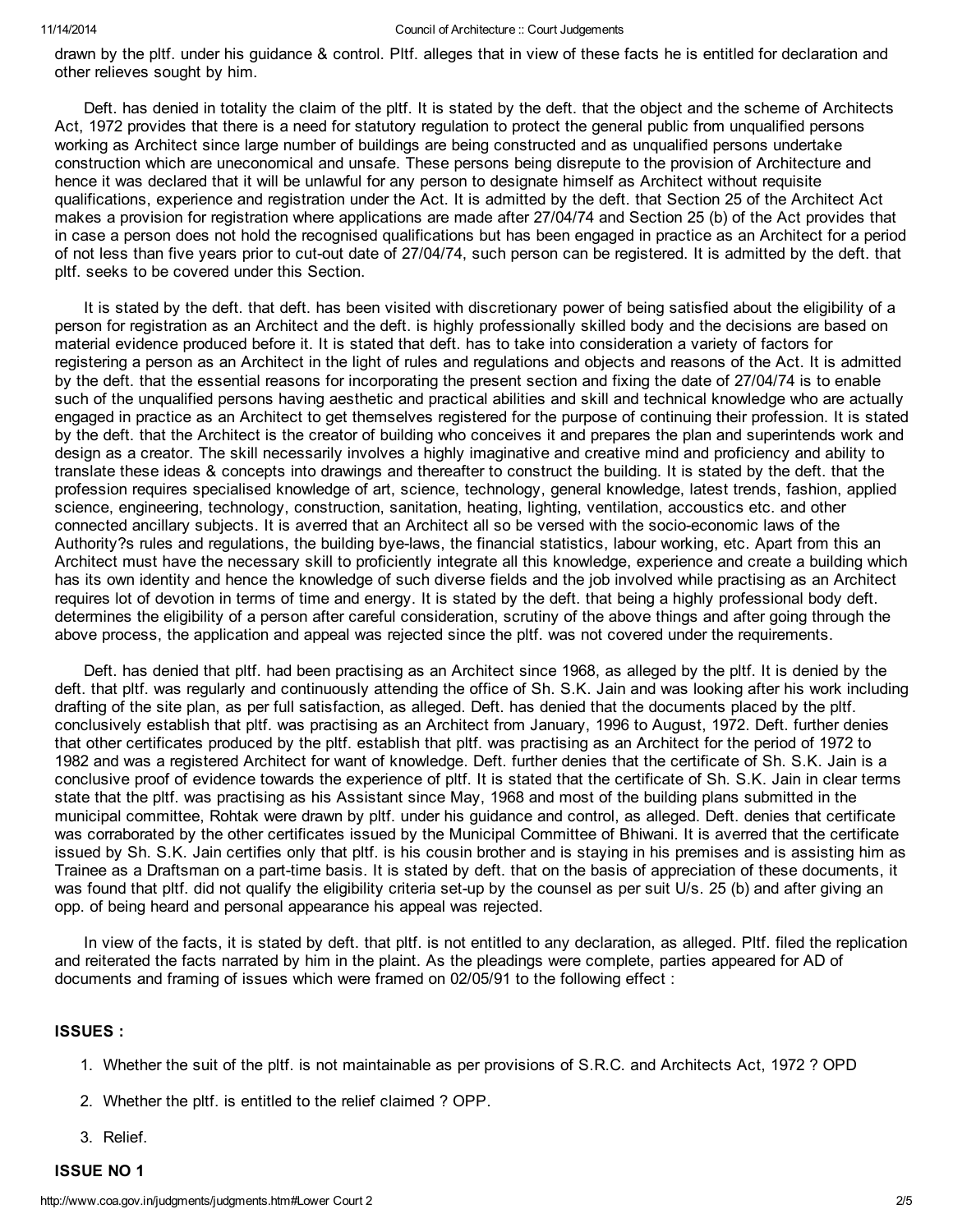drawn by the pltf. under his guidance & control. Pltf. alleges that in view of these facts he is entitled for declaration and other relieves sought by him.

Deft. has denied in totality the claim of the pltf. It is stated by the deft. that the object and the scheme of Architects Act, 1972 provides that there is a need for statutory regulation to protect the general public from unqualified persons working as Architect since large number of buildings are being constructed and as unqualified persons undertake construction which are uneconomical and unsafe. These persons being disrepute to the provision of Architecture and hence it was declared that it will be unlawful for any person to designate himself as Architect without requisite qualifications, experience and registration under the Act. It is admitted by the deft. that Section 25 of the Architect Act makes a provision for registration where applications are made after 27/04/74 and Section 25 (b) of the Act provides that in case a person does not hold the recognised qualifications but has been engaged in practice as an Architect for a period of not less than five years prior to cut-out date of 27/04/74, such person can be registered. It is admitted by the deft. that pltf. seeks to be covered under this Section.

It is stated by the deft. that deft. has been visited with discretionary power of being satisfied about the eligibility of a person for registration as an Architect and the deft. is highly professionally skilled body and the decisions are based on material evidence produced before it. It is stated that deft. has to take into consideration a variety of factors for registering a person as an Architect in the light of rules and regulations and objects and reasons of the Act. It is admitted by the deft. that the essential reasons for incorporating the present section and fixing the date of 27/04/74 is to enable such of the unqualified persons having aesthetic and practical abilities and skill and technical knowledge who are actually engaged in practice as an Architect to get themselves registered for the purpose of continuing their profession. It is stated by the deft. that the Architect is the creator of building who conceives it and prepares the plan and superintends work and design as a creator. The skill necessarily involves a highly imaginative and creative mind and proficiency and ability to translate these ideas & concepts into drawings and thereafter to construct the building. It is stated by the deft. that the profession requires specialised knowledge of art, science, technology, general knowledge, latest trends, fashion, applied science, engineering, technology, construction, sanitation, heating, lighting, ventilation, accoustics etc. and other connected ancillary subjects. It is averred that an Architect all so be versed with the socio-economic laws of the Authority?s rules and regulations, the building bye-laws, the financial statistics, labour working, etc. Apart from this an Architect must have the necessary skill to proficiently integrate all this knowledge, experience and create a building which has its own identity and hence the knowledge of such diverse fields and the job involved while practising as an Architect requires lot of devotion in terms of time and energy. It is stated by the deft. that being a highly professional body deft. determines the eligibility of a person after careful consideration, scrutiny of the above things and after going through the above process, the application and appeal was rejected since the pltf. was not covered under the requirements.

Deft. has denied that pltf. had been practising as an Architect since 1968, as alleged by the pltf. It is denied by the deft. that pltf. was regularly and continuously attending the office of Sh. S.K. Jain and was looking after his work including drafting of the site plan, as per full satisfaction, as alleged. Deft. has denied that the documents placed by the pltf. conclusively establish that pltf. was practising as an Architect from January, 1996 to August, 1972. Deft. further denies that other certificates produced by the pltf. establish that pltf. was practising as an Architect for the period of 1972 to 1982 and was a registered Architect for want of knowledge. Deft. further denies that the certificate of Sh. S.K. Jain is a conclusive proof of evidence towards the experience of pltf. It is stated that the certificate of Sh. S.K. Jain in clear terms state that the pltf. was practising as his Assistant since May, 1968 and most of the building plans submitted in the municipal committee, Rohtak were drawn by pltf. under his guidance and control, as alleged. Deft. denies that certificate was corraborated by the other certificates issued by the Municipal Committee of Bhiwani. It is averred that the certificate issued by Sh. S.K. Jain certifies only that pltf. is his cousin brother and is staying in his premises and is assisting him as Trainee as a Draftsman on a part-time basis. It is stated by deft. that on the basis of appreciation of these documents, it was found that pltf. did not qualify the eligibility criteria set-up by the counsel as per suit U/s. 25 (b) and after giving an opp. of being heard and personal appearance his appeal was rejected.

In view of the facts, it is stated by deft. that pltf. is not entitled to any declaration, as alleged. Pltf. filed the replication and reiterated the facts narrated by him in the plaint. As the pleadings were complete, parties appeared for AD of documents and framing of issues which were framed on 02/05/91 to the following effect :

## ISSUES :

1. Whether the suit of the pltf. is not maintainable as per provisions of S.R.C. and Architects Act, 1972 ? OPD
2. Whether the pltf. is entitled to the relief claimed ? OPP.
3. Relief.

## ISSUE NO 1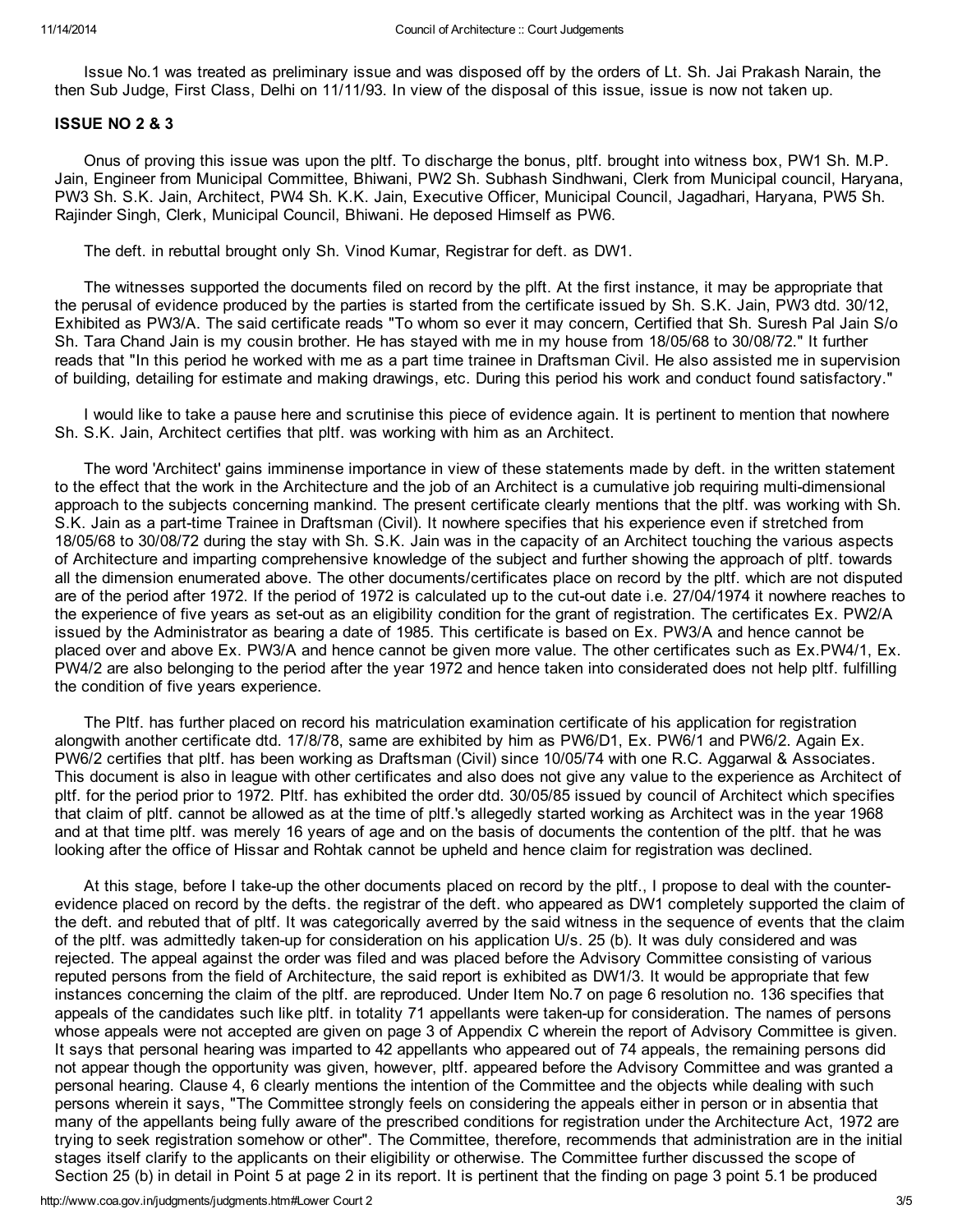Issue No.1 was treated as preliminary issue and was disposed off by the orders of Lt. Sh. Jai Prakash Narain, the then Sub Judge, First Class, Delhi on 11/11/93. In view of the disposal of this issue, issue is now not taken up.

**ISSUE NO 2 & 3**

Onus of proving this issue was upon the pltf. To discharge the bonus, pltf. brought into witness box, PW1 Sh. M.P. Jain, Engineer from Municipal Committee, Bhiwani, PW2 Sh. Subhash Sindhwani, Clerk from Municipal council, Haryana, PW3 Sh. S.K. Jain, Architect, PW4 Sh. K.K. Jain, Executive Officer, Municipal Council, Jagadhari, Haryana, PW5 Sh. Rajinder Singh, Clerk, Municipal Council, Bhiwani. He deposed Himself as PW6.

The deft. in rebuttal brought only Sh. Vinod Kumar, Registrar for deft. as DW1.

The witnesses supported the documents filed on record by the plft. At the first instance, it may be appropriate that the perusal of evidence produced by the parties is started from the certificate issued by Sh. S.K. Jain, PW3 dtd. 30/12, Exhibited as PW3/A. The said certificate reads "To whom so ever it may concern, Certified that Sh. Suresh Pal Jain S/o Sh. Tara Chand Jain is my cousin brother. He has stayed with me in my house from 18/05/68 to 30/08/72." It further reads that "In this period he worked with me as a part time trainee in Draftsman Civil. He also assisted me in supervision of building, detailing for estimate and making drawings, etc. During this period his work and conduct found satisfactory."

I would like to take a pause here and scrutinise this piece of evidence again. It is pertinent to mention that nowhere Sh. S.K. Jain, Architect certifies that pltf. was working with him as an Architect.

The word 'Architect' gains imminense importance in view of these statements made by deft. in the written statement to the effect that the work in the Architecture and the job of an Architect is a cumulative job requiring multi-dimensional approach to the subjects concerning mankind. The present certificate clearly mentions that the pltf. was working with Sh. S.K. Jain as a part-time Trainee in Draftsman (Civil). It nowhere specifies that his experience even if stretched from 18/05/68 to 30/08/72 during the stay with Sh. S.K. Jain was in the capacity of an Architect touching the various aspects of Architecture and imparting comprehensive knowledge of the subject and further showing the approach of pltf. towards all the dimension enumerated above. The other documents/certificates place on record by the pltf. which are not disputed are of the period after 1972. If the period of 1972 is calculated up to the cut-out date i.e. 27/04/1974 it nowhere reaches to the experience of five years as set-out as an eligibility condition for the grant of registration. The certificates Ex. PW2/A issued by the Administrator as bearing a date of 1985. This certificate is based on Ex. PW3/A and hence cannot be placed over and above Ex. PW3/A and hence cannot be given more value. The other certificates such as Ex.PW4/1, Ex. PW4/2 are also belonging to the period after the year 1972 and hence taken into considerated does not help pltf. fulfilling the condition of five years experience.

The Pltf. has further placed on record his matriculation examination certificate of his application for registration alongwith another certificate dtd. 17/8/78, same are exhibited by him as PW6/D1, Ex. PW6/1 and PW6/2. Again Ex. PW6/2 certifies that pltf. has been working as Draftsman (Civil) since 10/05/74 with one R.C. Aggarwal & Associates. This document is also in league with other certificates and also does not give any value to the experience as Architect of pltf. for the period prior to 1972. Pltf. has exhibited the order dtd. 30/05/85 issued by council of Architect which specifies that claim of pltf. cannot be allowed as at the time of pltf.'s allegedly started working as Architect was in the year 1968 and at that time pltf. was merely 16 years of age and on the basis of documents the contention of the pltf. that he was looking after the office of Hissar and Rohtak cannot be upheld and hence claim for registration was declined.

At this stage, before I take-up the other documents placed on record by the pltf., I propose to deal with the counter-evidence placed on record by the defts. the registrar of the deft. who appeared as DW1 completely supported the claim of the deft. and rebuted that of pltf. It was categorically averred by the said witness in the sequence of events that the claim of the pltf. was admittedly taken-up for consideration on his application U/s. 25 (b). It was duly considered and was rejected. The appeal against the order was filed and was placed before the Advisory Committee consisting of various reputed persons from the field of Architecture, the said report is exhibited as DW1/3. It would be appropriate that few instances concerning the claim of the pltf. are reproduced. Under Item No.7 on page 6 resolution no. 136 specifies that appeals of the candidates such like pltf. in totality 71 appellants were taken-up for consideration. The names of persons whose appeals were not accepted are given on page 3 of Appendix C wherein the report of Advisory Committee is given. It says that personal hearing was imparted to 42 appellants who appeared out of 74 appeals, the remaining persons did not appear though the opportunity was given, however, pltf. appeared before the Advisory Committee and was granted a personal hearing. Clause 4, 6 clearly mentions the intention of the Committee and the objects while dealing with such persons wherein it says, "The Committee strongly feels on considering the appeals either in person or in absentia that many of the appellants being fully aware of the prescribed conditions for registration under the Architecture Act, 1972 are trying to seek registration somehow or other". The Committee, therefore, recommends that administration are in the initial stages itself clarify to the applicants on their eligibility or otherwise. The Committee further discussed the scope of Section 25 (b) in detail in Point 5 at page 2 in its report. It is pertinent that the finding on page 3 point 5.1 be produced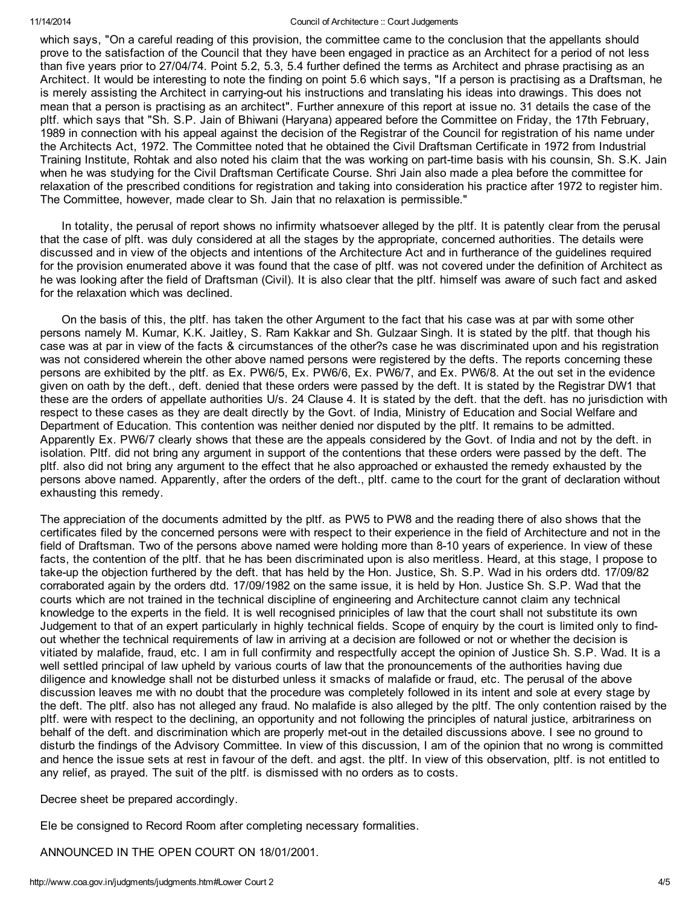which says, "On a careful reading of this provision, the committee came to the conclusion that the appellants should prove to the satisfaction of the Council that they have been engaged in practice as an Architect for a period of not less than five years prior to 27/04/74. Point 5.2, 5.3, 5.4 further defined the terms as Architect and phrase practising as an Architect. It would be interesting to note the finding on point 5.6 which says, "If a person is practising as a Draftsman, he is merely assisting the Architect in carrying-out his instructions and translating his ideas into drawings. This does not mean that a person is practising as an architect". Further annexure of this report at issue no. 31 details the case of the pltf. which says that "Sh. S.P. Jain of Bhiwani (Haryana) appeared before the Committee on Friday, the 17th February, 1989 in connection with his appeal against the decision of the Registrar of the Council for registration of his name under the Architects Act, 1972. The Committee noted that he obtained the Civil Draftsman Certificate in 1972 from Industrial Training Institute, Rohtak and also noted his claim that the was working on part-time basis with his counsin, Sh. S.K. Jain when he was studying for the Civil Draftsman Certificate Course. Shri Jain also made a plea before the committee for relaxation of the prescribed conditions for registration and taking into consideration his practice after 1972 to register him. The Committee, however, made clear to Sh. Jain that no relaxation is permissible."

In totality, the perusal of report shows no infirmity whatsoever alleged by the pltf. It is patently clear from the perusal that the case of plft. was duly considered at all the stages by the appropriate, concerned authorities. The details were discussed and in view of the objects and intentions of the Architecture Act and in furtherance of the guidelines required for the provision enumerated above it was found that the case of pltf. was not covered under the definition of Architect as he was looking after the field of Draftsman (Civil). It is also clear that the pltf. himself was aware of such fact and asked for the relaxation which was declined.

On the basis of this, the pltf. has taken the other Argument to the fact that his case was at par with some other persons namely M. Kumar, K.K. Jaitley, S. Ram Kakkar and Sh. Gulzaar Singh. It is stated by the pltf. that though his case was at par in view of the facts & circumstances of the other?s case he was discriminated upon and his registration was not considered wherein the other above named persons were registered by the defts. The reports concerning these persons are exhibited by the pltf. as Ex. PW6/5, Ex. PW6/6, Ex. PW6/7, and Ex. PW6/8. At the out set in the evidence given on oath by the deft., deft. denied that these orders were passed by the deft. It is stated by the Registrar DW1 that these are the orders of appellate authorities U/s. 24 Clause 4. It is stated by the deft. that the deft. has no jurisdiction with respect to these cases as they are dealt directly by the Govt. of India, Ministry of Education and Social Welfare and Department of Education. This contention was neither denied nor disputed by the pltf. It remains to be admitted. Apparently Ex. PW6/7 clearly shows that these are the appeals considered by the Govt. of India and not by the deft. in isolation. Pltf. did not bring any argument in support of the contentions that these orders were passed by the deft. The pltf. also did not bring any argument to the effect that he also approached or exhausted the remedy exhausted by the persons above named. Apparently, after the orders of the deft., pltf. came to the court for the grant of declaration without exhausting this remedy.

The appreciation of the documents admitted by the pltf. as PW5 to PW8 and the reading there of also shows that the certificates filed by the concerned persons were with respect to their experience in the field of Architecture and not in the field of Draftsman. Two of the persons above named were holding more than 8-10 years of experience. In view of these facts, the contention of the pltf. that he has been discriminated upon is also meritless. Heard, at this stage, I propose to take-up the objection furthered by the deft. that has held by the Hon. Justice, Sh. S.P. Wad in his orders dtd. 17/09/82 corraborated again by the orders dtd. 17/09/1982 on the same issue, it is held by Hon. Justice Sh. S.P. Wad that the courts which are not trained in the technical discipline of engineering and Architecture cannot claim any technical knowledge to the experts in the field. It is well recognised priniciples of law that the court shall not substitute its own Judgement to that of an expert particularly in highly technical fields. Scope of enquiry by the court is limited only to find-out whether the technical requirements of law in arriving at a decision are followed or not or whether the decision is vitiated by malafide, fraud, etc. I am in full confirmity and respectfully accept the opinion of Justice Sh. S.P. Wad. It is a well settled principal of law upheld by various courts of law that the pronouncements of the authorities having due diligence and knowledge shall not be disturbed unless it smacks of malafide or fraud, etc. The perusal of the above discussion leaves me with no doubt that the procedure was completely followed in its intent and sole at every stage by the deft. The pltf. also has not alleged any fraud. No malafide is also alleged by the pltf. The only contention raised by the pltf. were with respect to the declining, an opportunity and not following the principles of natural justice, arbitrariness on behalf of the deft. and discrimination which are properly met-out in the detailed discussions above. I see no ground to disturb the findings of the Advisory Committee. In view of this discussion, I am of the opinion that no wrong is committed and hence the issue sets at rest in favour of the deft. and agst. the pltf. In view of this observation, pltf. is not entitled to any relief, as prayed. The suit of the pltf. is dismissed with no orders as to costs.

Decree sheet be prepared accordingly.

Ele be consigned to Record Room after completing necessary formalities.

ANNOUNCED IN THE OPEN COURT ON 18/01/2001.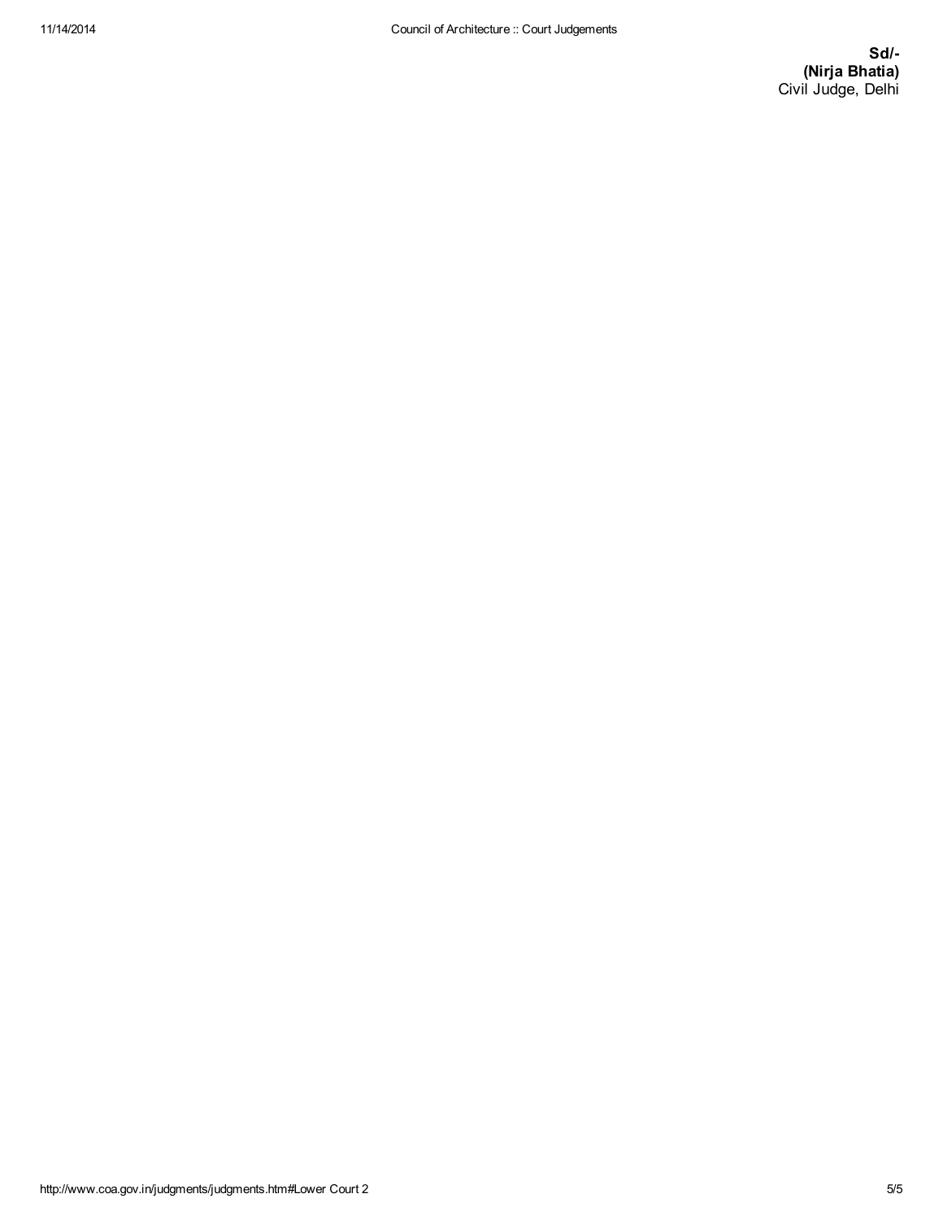**Sd/-**
**(Nirja Bhatia)**
Civil Judge, Delhi